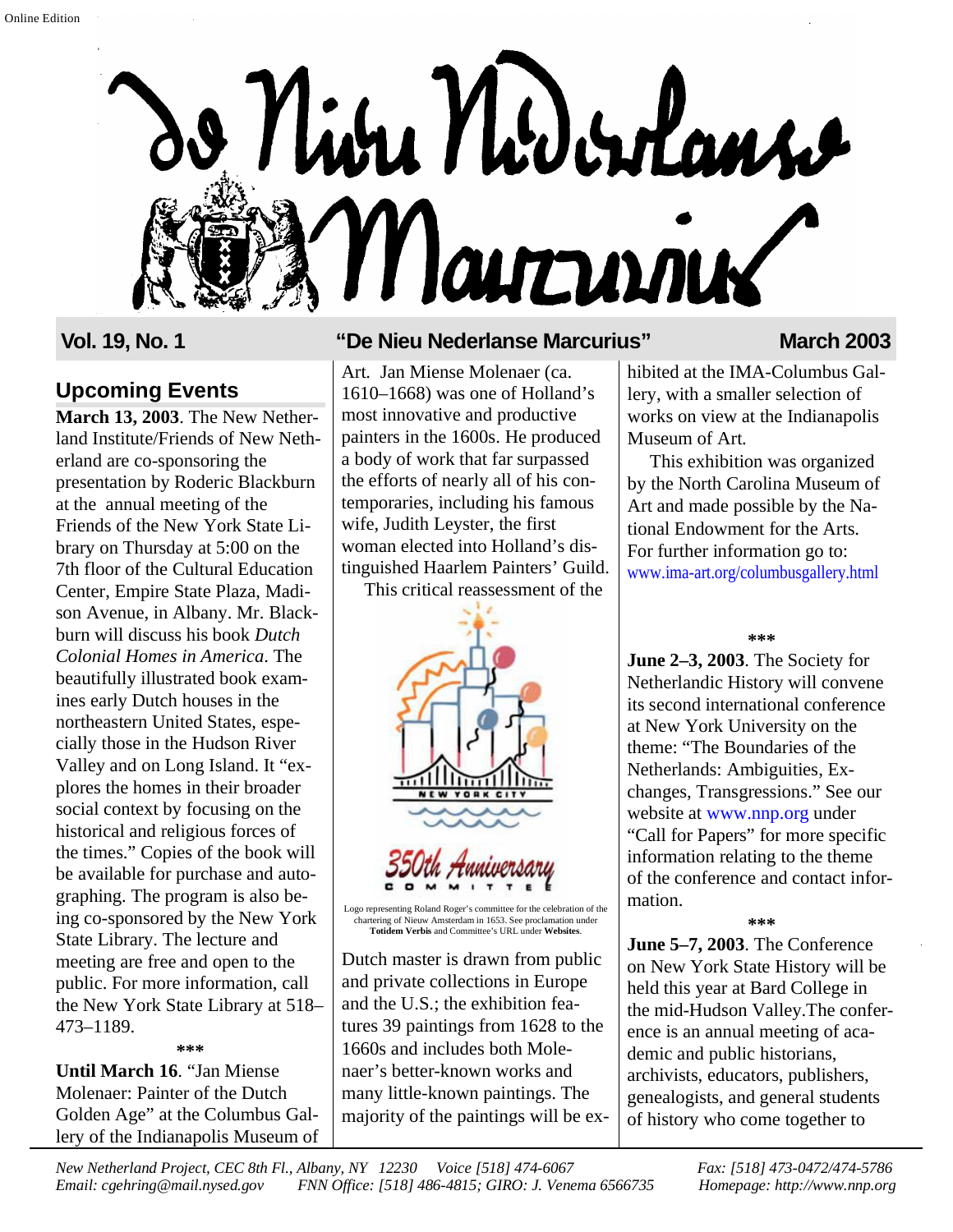# De Nieu Nederlanse Marcurius

**Vol. 19, No. 1** — **"De Nieu Nederlanse Marcurius"** — **March 2003**

## Upcoming Events

**March 13, 2003**. The New Netherland Institute/Friends of New Netherland are co-sponsoring the presentation by Roderic Blackburn at the annual meeting of the Friends of the New York State Library on Thursday at 5:00 on the 7th floor of the Cultural Education Center, Empire State Plaza, Madison Avenue, in Albany. Mr. Blackburn will discuss his book *Dutch Colonial Homes in America*. The beautifully illustrated book examines early Dutch houses in the northeastern United States, especially those in the Hudson River Valley and on Long Island. It "explores the homes in their broader social context by focusing on the historical and religious forces of the times." Copies of the book will be available for purchase and autographing. The program is also being co-sponsored by the New York State Library. The lecture and meeting are free and open to the public. For more information, call the New York State Library at 518–473–1189.

\*\*\*

**Until March 16**. "Jan Miense Molenaer: Painter of the Dutch Golden Age" at the Columbus Gallery of the Indianapolis Museum of Art. Jan Miense Molenaer (ca. 1610–1668) was one of Holland's most innovative and productive painters in the 1600s. He produced a body of work that far surpassed the efforts of nearly all of his contemporaries, including his famous wife, Judith Leyster, the first woman elected into Holland's distinguished Haarlem Painters' Guild.

This critical reassessment of the Dutch master is drawn from public and private collections in Europe and the U.S.; the exhibition features 39 paintings from 1628 to the 1660s and includes both Molenaer's better-known works and many little-known paintings. The majority of the paintings will be exhibited at the IMA-Columbus Gallery, with a smaller selection of works on view at the Indianapolis Museum of Art.

This exhibition was organized by the North Carolina Museum of Art and made possible by the National Endowment for the Arts. For further information go to: www.ima-art.org/columbusgallery.html

Logo representing Roland Roger's committee for the celebration of the chartering of Nieuw Amsterdam in 1653. See proclamation under **Totidem Verbis** and Committee's URL under **Websites**.

\*\*\*

**June 2–3, 2003**. The Society for Netherlandic History will convene its second international conference at New York University on the theme: "The Boundaries of the Netherlands: Ambiguities, Exchanges, Transgressions." See our website at www.nnp.org under "Call for Papers" for more specific information relating to the theme of the conference and contact information.

\*\*\*

**June 5–7, 2003**. The Conference on New York State History will be held this year at Bard College in the mid-Hudson Valley.The conference is an annual meeting of academic and public historians, archivists, educators, publishers, genealogists, and general students of history who come together to

*New Netherland Project, CEC 8th Fl., Albany, NY 12230 Voice [518] 474-6067 Fax: [518] 473-0472/474-5786*
*Email: cgehring@mail.nysed.gov FNN Office: [518] 486-4815; GIRO: J. Venema 6566735 Homepage: http://www.nnp.org*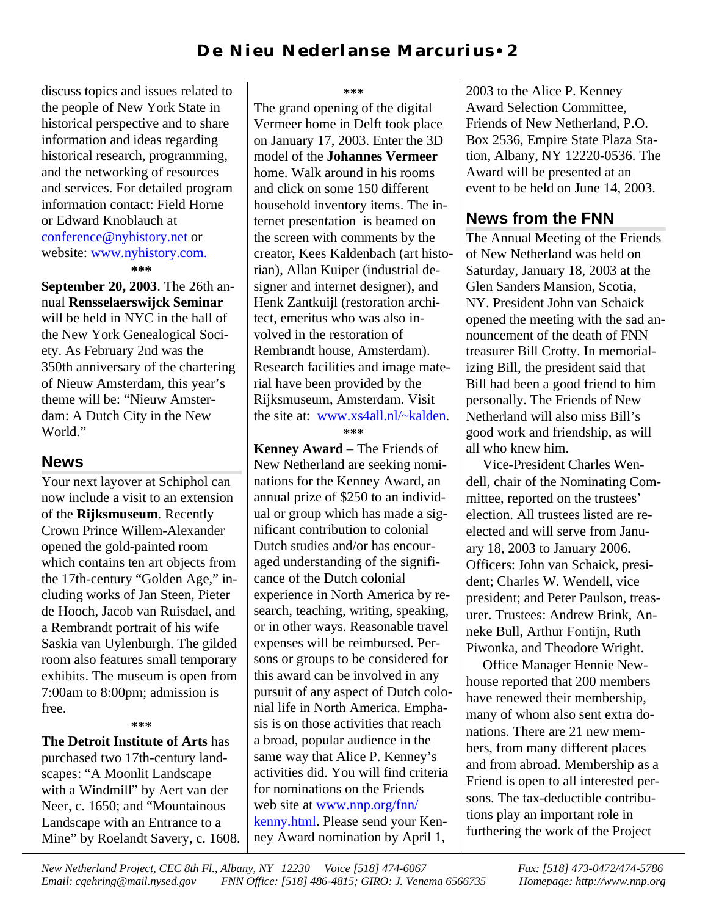discuss topics and issues related to the people of New York State in historical perspective and to share information and ideas regarding historical research, programming, and the networking of resources and services. For detailed program information contact: Field Horne or Edward Knoblauch at conference@nyhistory.net or website: www.nyhistory.com.

\*\*\*

**September 20, 2003**. The 26th annual **Rensselaerswijck Seminar** will be held in NYC in the hall of the New York Genealogical Society. As February 2nd was the 350th anniversary of the chartering of Nieuw Amsterdam, this year's theme will be: "Nieuw Amsterdam: A Dutch City in the New World."

## News

Your next layover at Schiphol can now include a visit to an extension of the **Rijksmuseum**. Recently Crown Prince Willem-Alexander opened the gold-painted room which contains ten art objects from the 17th-century "Golden Age," including works of Jan Steen, Pieter de Hooch, Jacob van Ruisdael, and a Rembrandt portrait of his wife Saskia van Uylenburgh. The gilded room also features small temporary exhibits. The museum is open from 7:00am to 8:00pm; admission is free.

\*\*\*

**The Detroit Institute of Arts** has purchased two 17th-century landscapes: "A Moonlit Landscape with a Windmill" by Aert van der Neer, c. 1650; and "Mountainous Landscape with an Entrance to a Mine" by Roelandt Savery, c. 1608.

\*\*\*

The grand opening of the digital Vermeer home in Delft took place on January 17, 2003. Enter the 3D model of the **Johannes Vermeer** home. Walk around in his rooms and click on some 150 different household inventory items. The internet presentation is beamed on the screen with comments by the creator, Kees Kaldenbach (art historian), Allan Kuiper (industrial designer and internet designer), and Henk Zantkuijl (restoration architect, emeritus who was also involved in the restoration of Rembrandt house, Amsterdam). Research facilities and image material have been provided by the Rijksmuseum, Amsterdam. Visit the site at: www.xs4all.nl/~kalden.

\*\*\*

**Kenney Award** – The Friends of New Netherland are seeking nominations for the Kenney Award, an annual prize of $250 to an individual or group which has made a significant contribution to colonial Dutch studies and/or has encouraged understanding of the significance of the Dutch colonial experience in North America by research, teaching, writing, speaking, or in other ways. Reasonable travel expenses will be reimbursed. Persons or groups to be considered for this award can be involved in any pursuit of any aspect of Dutch colonial life in North America. Emphasis is on those activities that reach a broad, popular audience in the same way that Alice P. Kenney's activities did. You will find criteria for nominations on the Friends web site at www.nnp.org/fnn/kenny.html. Please send your Kenney Award nomination by April 1, 2003 to the Alice P. Kenney Award Selection Committee, Friends of New Netherland, P.O. Box 2536, Empire State Plaza Station, Albany, NY 12220-0536. The Award will be presented at an event to be held on June 14, 2003.

## News from the FNN

The Annual Meeting of the Friends of New Netherland was held on Saturday, January 18, 2003 at the Glen Sanders Mansion, Scotia, NY. President John van Schaick opened the meeting with the sad announcement of the death of FNN treasurer Bill Crotty. In memorializing Bill, the president said that Bill had been a good friend to him personally. The Friends of New Netherland will also miss Bill's good work and friendship, as will all who knew him.

Vice-President Charles Wendell, chair of the Nominating Committee, reported on the trustees' election. All trustees listed are reelected and will serve from January 18, 2003 to January 2006. Officers: John van Schaick, president; Charles W. Wendell, vice president; and Peter Paulson, treasurer. Trustees: Andrew Brink, Anneke Bull, Arthur Fontijn, Ruth Piwonka, and Theodore Wright.

Office Manager Hennie Newhouse reported that 200 members have renewed their membership, many of whom also sent extra donations. There are 21 new members, from many different places and from abroad. Membership as a Friend is open to all interested persons. The tax-deductible contributions play an important role in furthering the work of the Project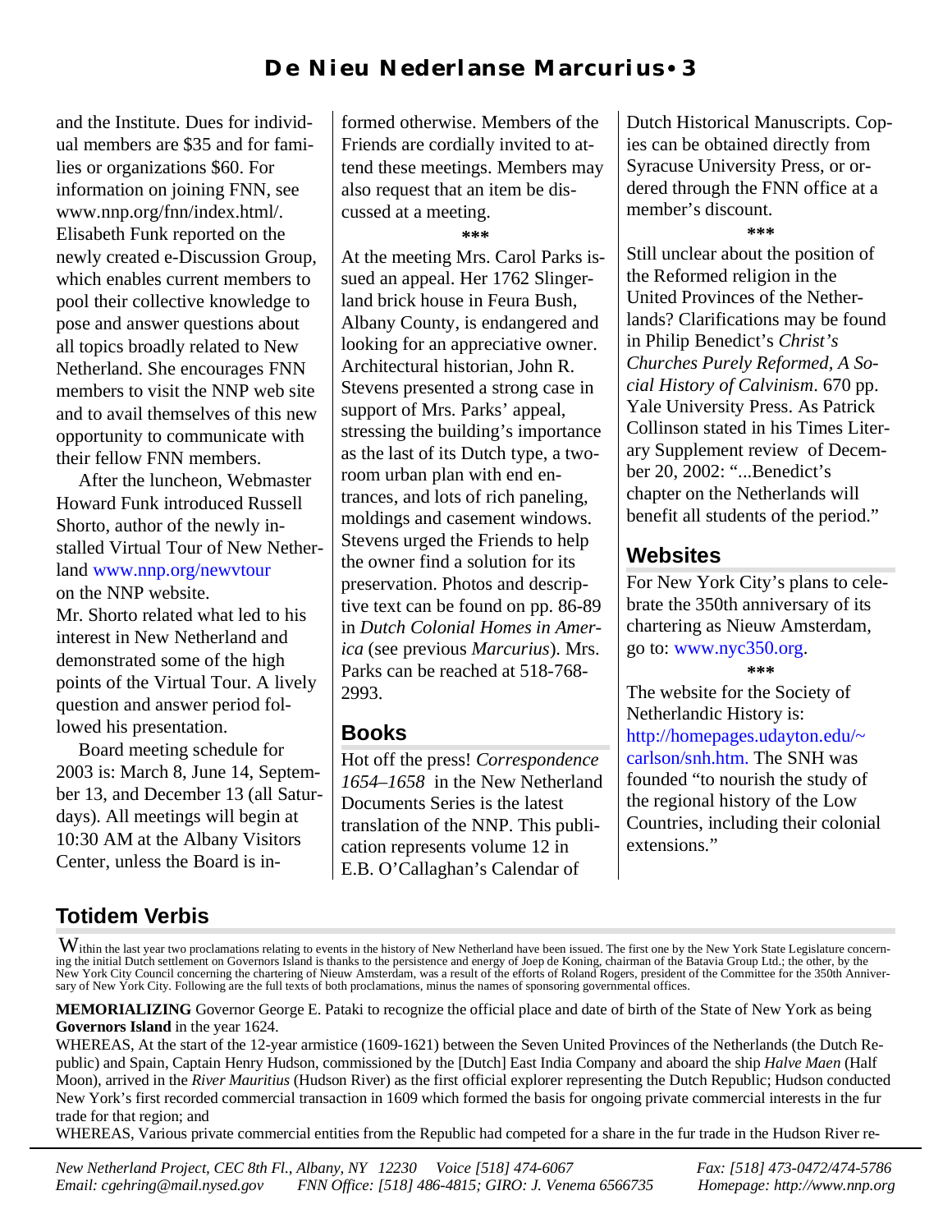and the Institute. Dues for individual members are $35 and for families or organizations $60. For information on joining FNN, see www.nnp.org/fnn/index.html/. Elisabeth Funk reported on the newly created e-Discussion Group, which enables current members to pool their collective knowledge to pose and answer questions about all topics broadly related to New Netherland. She encourages FNN members to visit the NNP web site and to avail themselves of this new opportunity to communicate with their fellow FNN members.

After the luncheon, Webmaster Howard Funk introduced Russell Shorto, author of the newly installed Virtual Tour of New Netherland www.nnp.org/newvtour on the NNP website.
Mr. Shorto related what led to his interest in New Netherland and demonstrated some of the high points of the Virtual Tour. A lively question and answer period followed his presentation.

Board meeting schedule for 2003 is: March 8, June 14, September 13, and December 13 (all Saturdays). All meetings will begin at 10:30 AM at the Albany Visitors Center, unless the Board is informed otherwise. Members of the Friends are cordially invited to attend these meetings. Members may also request that an item be discussed at a meeting.

\*\*\*

At the meeting Mrs. Carol Parks issued an appeal. Her 1762 Slingerland brick house in Feura Bush, Albany County, is endangered and looking for an appreciative owner. Architectural historian, John R. Stevens presented a strong case in support of Mrs. Parks' appeal, stressing the building's importance as the last of its Dutch type, a two-room urban plan with end entrances, and lots of rich paneling, moldings and casement windows. Stevens urged the Friends to help the owner find a solution for its preservation. Photos and descriptive text can be found on pp. 86-89 in *Dutch Colonial Homes in America* (see previous *Marcurius*). Mrs. Parks can be reached at 518-768-2993.

## Books

Hot off the press! *Correspondence 1654–1658* in the New Netherland Documents Series is the latest translation of the NNP. This publication represents volume 12 in E.B. O'Callaghan's Calendar of Dutch Historical Manuscripts. Copies can be obtained directly from Syracuse University Press, or ordered through the FNN office at a member's discount.

\*\*\*

Still unclear about the position of the Reformed religion in the United Provinces of the Netherlands? Clarifications may be found in Philip Benedict's *Christ's Churches Purely Reformed, A Social History of Calvinism*. 670 pp. Yale University Press. As Patrick Collinson stated in his Times Literary Supplement review of December 20, 2002: "...Benedict's chapter on the Netherlands will benefit all students of the period."

## Websites

For New York City's plans to celebrate the 350th anniversary of its chartering as Nieuw Amsterdam, go to: www.nyc350.org.

\*\*\*

The website for the Society of Netherlandic History is: http://homepages.udayton.edu/~carlson/snh.htm. The SNH was founded "to nourish the study of the regional history of the Low Countries, including their colonial extensions."

## Totidem Verbis

Within the last year two proclamations relating to events in the history of New Netherland have been issued. The first one by the New York State Legislature concerning the initial Dutch settlement on Governors Island is thanks to the persistence and energy of Joep de Koning, chairman of the Batavia Group Ltd.; the other, by the New York City Council concerning the chartering of Nieuw Amsterdam, was a result of the efforts of Roland Rogers, president of the Committee for the 350th Anniversary of New York City. Following are the full texts of both proclamations, minus the names of sponsoring governmental offices.

**MEMORIALIZING** Governor George E. Pataki to recognize the official place and date of birth of the State of New York as being **Governors Island** in the year 1624.

WHEREAS, At the start of the 12-year armistice (1609-1621) between the Seven United Provinces of the Netherlands (the Dutch Republic) and Spain, Captain Henry Hudson, commissioned by the [Dutch] East India Company and aboard the ship *Halve Maen* (Half Moon), arrived in the *River Mauritius* (Hudson River) as the first official explorer representing the Dutch Republic; Hudson conducted New York's first recorded commercial transaction in 1609 which formed the basis for ongoing private commercial interests in the fur trade for that region; and

WHEREAS, Various private commercial entities from the Republic had competed for a share in the fur trade in the Hudson River re-

*New Netherland Project, CEC 8th Fl., Albany, NY 12230 Voice [518] 474-6067 Fax: [518] 473-0472/474-5786*
*Email: cgehring@mail.nysed.gov FNN Office: [518] 486-4815; GIRO: J. Venema 6566735 Homepage: http://www.nnp.org*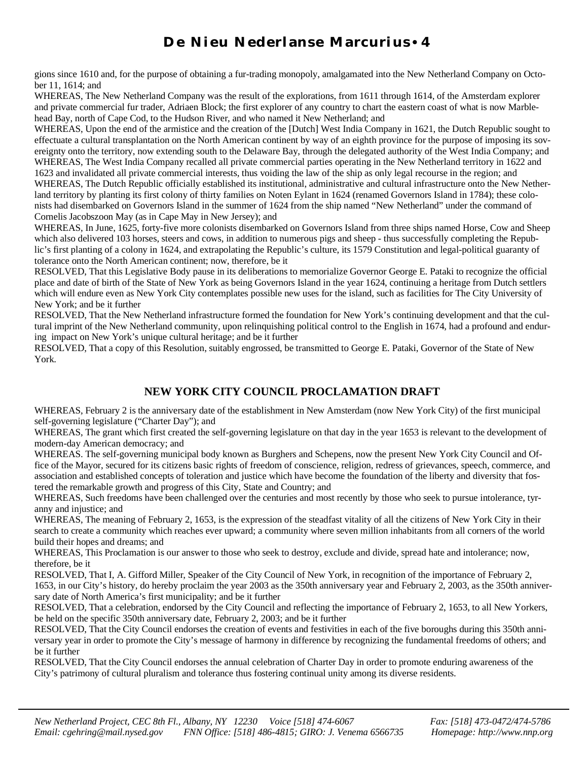gions since 1610 and, for the purpose of obtaining a fur-trading monopoly, amalgamated into the New Netherland Company on October 11, 1614; and

WHEREAS, The New Netherland Company was the result of the explorations, from 1611 through 1614, of the Amsterdam explorer and private commercial fur trader, Adriaen Block; the first explorer of any country to chart the eastern coast of what is now Marblehead Bay, north of Cape Cod, to the Hudson River, and who named it New Netherland; and

WHEREAS, Upon the end of the armistice and the creation of the [Dutch] West India Company in 1621, the Dutch Republic sought to effectuate a cultural transplantation on the North American continent by way of an eighth province for the purpose of imposing its sovereignty onto the territory, now extending south to the Delaware Bay, through the delegated authority of the West India Company; and

WHEREAS, The West India Company recalled all private commercial parties operating in the New Netherland territory in 1622 and 1623 and invalidated all private commercial interests, thus voiding the law of the ship as only legal recourse in the region; and

WHEREAS, The Dutch Republic officially established its institutional, administrative and cultural infrastructure onto the New Netherland territory by planting its first colony of thirty families on Noten Eylant in 1624 (renamed Governors Island in 1784); these colonists had disembarked on Governors Island in the summer of 1624 from the ship named "New Netherland" under the command of Cornelis Jacobszoon May (as in Cape May in New Jersey); and

WHEREAS, In June, 1625, forty-five more colonists disembarked on Governors Island from three ships named Horse, Cow and Sheep which also delivered 103 horses, steers and cows, in addition to numerous pigs and sheep - thus successfully completing the Republic's first planting of a colony in 1624, and extrapolating the Republic's culture, its 1579 Constitution and legal-political guaranty of tolerance onto the North American continent; now, therefore, be it

RESOLVED, That this Legislative Body pause in its deliberations to memorialize Governor George E. Pataki to recognize the official place and date of birth of the State of New York as being Governors Island in the year 1624, continuing a heritage from Dutch settlers which will endure even as New York City contemplates possible new uses for the island, such as facilities for The City University of New York; and be it further

RESOLVED, That the New Netherland infrastructure formed the foundation for New York's continuing development and that the cultural imprint of the New Netherland community, upon relinquishing political control to the English in 1674, had a profound and enduring impact on New York's unique cultural heritage; and be it further

RESOLVED, That a copy of this Resolution, suitably engrossed, be transmitted to George E. Pataki, Governor of the State of New York.

## NEW YORK CITY COUNCIL PROCLAMATION DRAFT

WHEREAS, February 2 is the anniversary date of the establishment in New Amsterdam (now New York City) of the first municipal self-governing legislature ("Charter Day"); and

WHEREAS, The grant which first created the self-governing legislature on that day in the year 1653 is relevant to the development of modern-day American democracy; and

WHEREAS. The self-governing municipal body known as Burghers and Schepens, now the present New York City Council and Office of the Mayor, secured for its citizens basic rights of freedom of conscience, religion, redress of grievances, speech, commerce, and association and established concepts of toleration and justice which have become the foundation of the liberty and diversity that fostered the remarkable growth and progress of this City, State and Country; and

WHEREAS, Such freedoms have been challenged over the centuries and most recently by those who seek to pursue intolerance, tyranny and injustice; and

WHEREAS, The meaning of February 2, 1653, is the expression of the steadfast vitality of all the citizens of New York City in their search to create a community which reaches ever upward; a community where seven million inhabitants from all corners of the world build their hopes and dreams; and

WHEREAS, This Proclamation is our answer to those who seek to destroy, exclude and divide, spread hate and intolerance; now, therefore, be it

RESOLVED, That I, A. Gifford Miller, Speaker of the City Council of New York, in recognition of the importance of February 2, 1653, in our City's history, do hereby proclaim the year 2003 as the 350th anniversary year and February 2, 2003, as the 350th anniversary date of North America's first municipality; and be it further

RESOLVED, That a celebration, endorsed by the City Council and reflecting the importance of February 2, 1653, to all New Yorkers, be held on the specific 350th anniversary date, February 2, 2003; and be it further

RESOLVED, That the City Council endorses the creation of events and festivities in each of the five boroughs during this 350th anniversary year in order to promote the City's message of harmony in difference by recognizing the fundamental freedoms of others; and be it further

RESOLVED, That the City Council endorses the annual celebration of Charter Day in order to promote enduring awareness of the City's patrimony of cultural pluralism and tolerance thus fostering continual unity among its diverse residents.